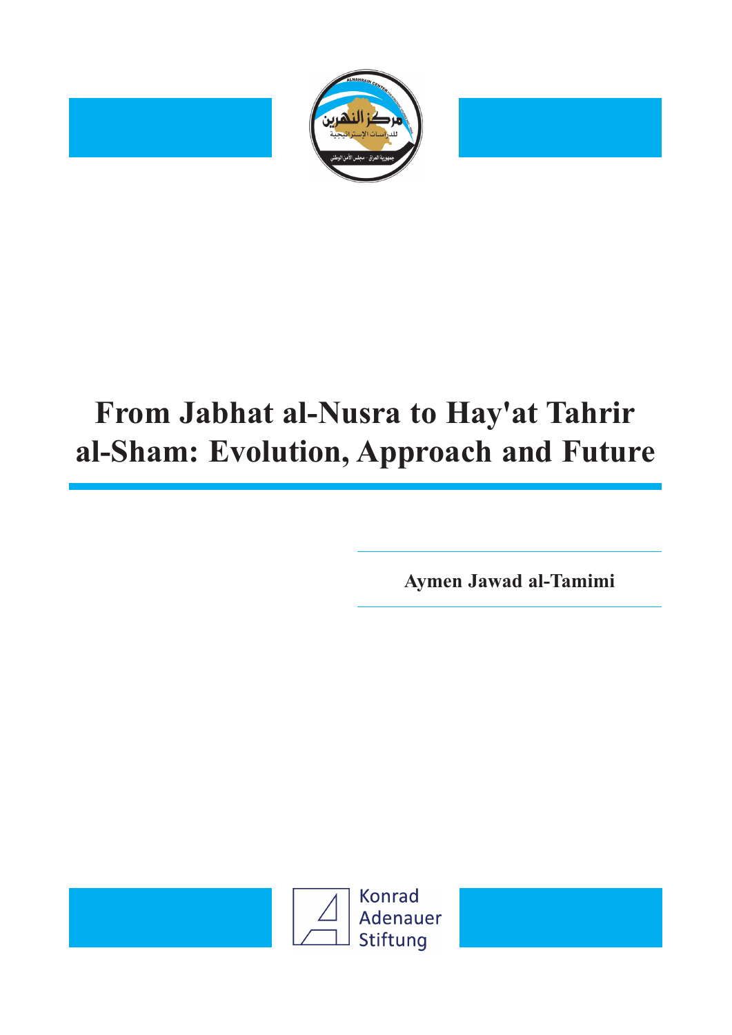# From Jabhat al-Nusra to Hay'at Tahrir al-Sham: Evolution, Approach and Future

**Aymen Jawad al-Tamimi**

Konrad Adenauer Stiftung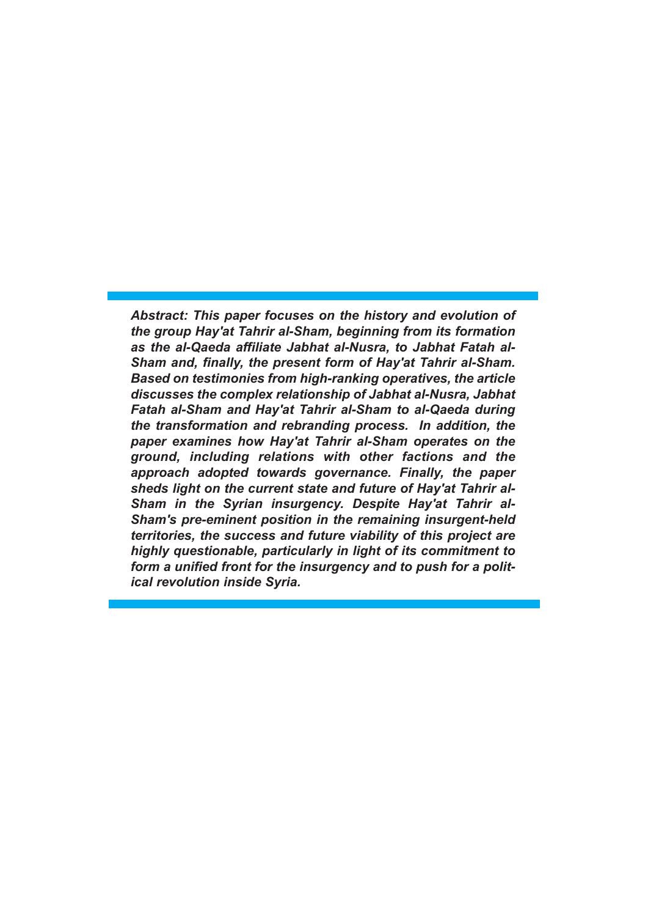***Abstract:** This paper focuses on the history and evolution of the group Hay'at Tahrir al-Sham, beginning from its formation as the al-Qaeda affiliate Jabhat al-Nusra, to Jabhat Fatah al-Sham and, finally, the present form of Hay'at Tahrir al-Sham. Based on testimonies from high-ranking operatives, the article discusses the complex relationship of Jabhat al-Nusra, Jabhat Fatah al-Sham and Hay'at Tahrir al-Sham to al-Qaeda during the transformation and rebranding process. In addition, the paper examines how Hay'at Tahrir al-Sham operates on the ground, including relations with other factions and the approach adopted towards governance. Finally, the paper sheds light on the current state and future of Hay'at Tahrir al-Sham in the Syrian insurgency. Despite Hay'at Tahrir al-Sham's pre-eminent position in the remaining insurgent-held territories, the success and future viability of this project are highly questionable, particularly in light of its commitment to form a unified front for the insurgency and to push for a political revolution inside Syria.*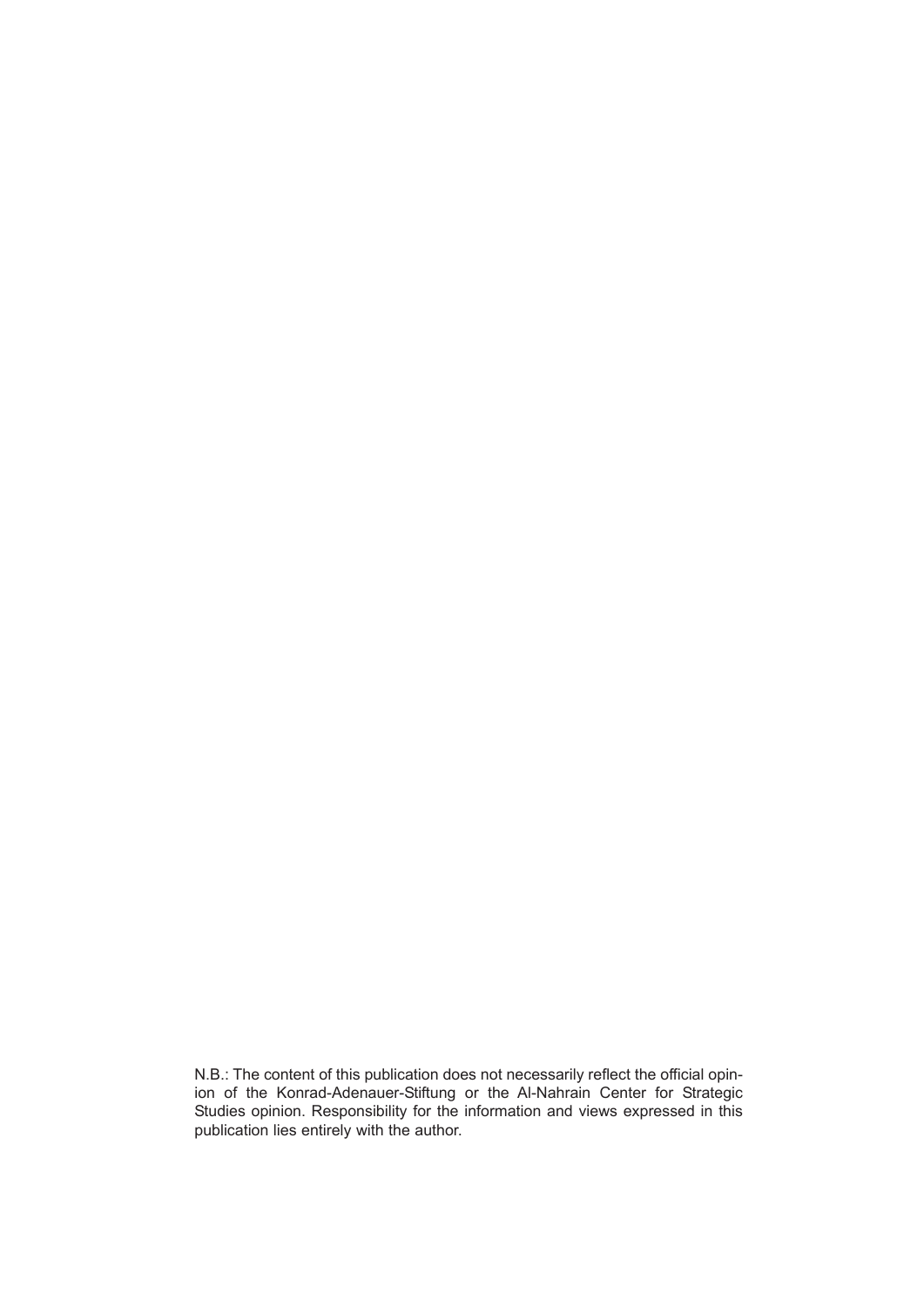N.B.: The content of this publication does not necessarily reflect the official opinion of the Konrad-Adenauer-Stiftung or the Al-Nahrain Center for Strategic Studies opinion. Responsibility for the information and views expressed in this publication lies entirely with the author.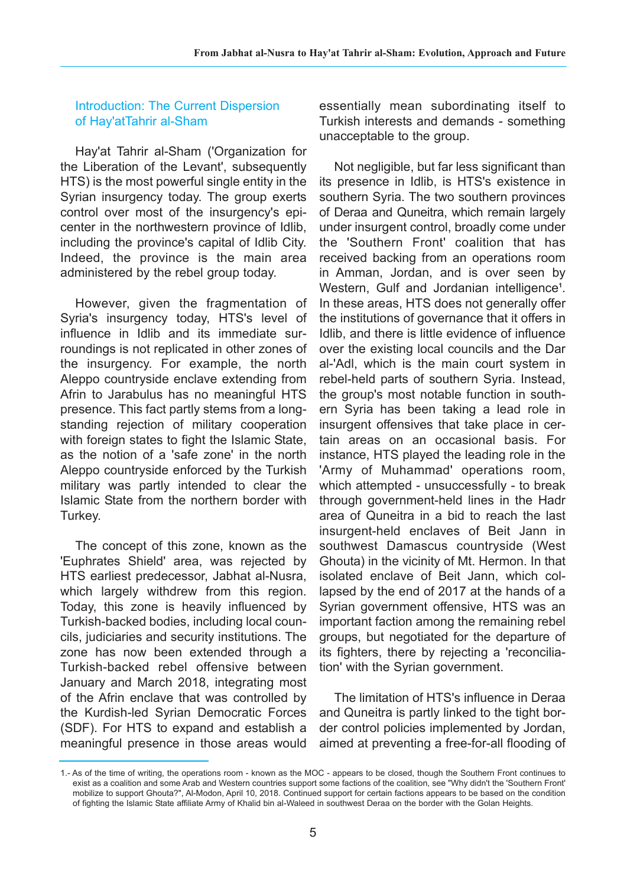## Introduction: The Current Dispersion of Hay'atTahrir al-Sham

Hay'at Tahrir al-Sham ('Organization for the Liberation of the Levant', subsequently HTS) is the most powerful single entity in the Syrian insurgency today. The group exerts control over most of the insurgency's epicenter in the northwestern province of Idlib, including the province's capital of Idlib City. Indeed, the province is the main area administered by the rebel group today.

However, given the fragmentation of Syria's insurgency today, HTS's level of influence in Idlib and its immediate surroundings is not replicated in other zones of the insurgency. For example, the north Aleppo countryside enclave extending from Afrin to Jarabulus has no meaningful HTS presence. This fact partly stems from a longstanding rejection of military cooperation with foreign states to fight the Islamic State, as the notion of a 'safe zone' in the north Aleppo countryside enforced by the Turkish military was partly intended to clear the Islamic State from the northern border with Turkey.

The concept of this zone, known as the 'Euphrates Shield' area, was rejected by HTS earliest predecessor, Jabhat al-Nusra, which largely withdrew from this region. Today, this zone is heavily influenced by Turkish-backed bodies, including local councils, judiciaries and security institutions. The zone has now been extended through a Turkish-backed rebel offensive between January and March 2018, integrating most of the Afrin enclave that was controlled by the Kurdish-led Syrian Democratic Forces (SDF). For HTS to expand and establish a meaningful presence in those areas would essentially mean subordinating itself to Turkish interests and demands - something unacceptable to the group.

Not negligible, but far less significant than its presence in Idlib, is HTS's existence in southern Syria. The two southern provinces of Deraa and Quneitra, which remain largely under insurgent control, broadly come under the 'Southern Front' coalition that has received backing from an operations room in Amman, Jordan, and is over seen by Western, Gulf and Jordanian intelligence[1]. In these areas, HTS does not generally offer the institutions of governance that it offers in Idlib, and there is little evidence of influence over the existing local councils and the Dar al-'Adl, which is the main court system in rebel-held parts of southern Syria. Instead, the group's most notable function in southern Syria has been taking a lead role in insurgent offensives that take place in certain areas on an occasional basis. For instance, HTS played the leading role in the 'Army of Muhammad' operations room, which attempted - unsuccessfully - to break through government-held lines in the Hadr area of Quneitra in a bid to reach the last insurgent-held enclaves of Beit Jann in southwest Damascus countryside (West Ghouta) in the vicinity of Mt. Hermon. In that isolated enclave of Beit Jann, which collapsed by the end of 2017 at the hands of a Syrian government offensive, HTS was an important faction among the remaining rebel groups, but negotiated for the departure of its fighters, there by rejecting a 'reconciliation' with the Syrian government.

The limitation of HTS's influence in Deraa and Quneitra is partly linked to the tight border control policies implemented by Jordan, aimed at preventing a free-for-all flooding of

---

1.- As of the time of writing, the operations room - known as the MOC - appears to be closed, though the Southern Front continues to exist as a coalition and some Arab and Western countries support some factions of the coalition, see "Why didn't the 'Southern Front' mobilize to support Ghouta?", Al-Modon, April 10, 2018. Continued support for certain factions appears to be based on the condition of fighting the Islamic State affiliate Army of Khalid bin al-Waleed in southwest Deraa on the border with the Golan Heights.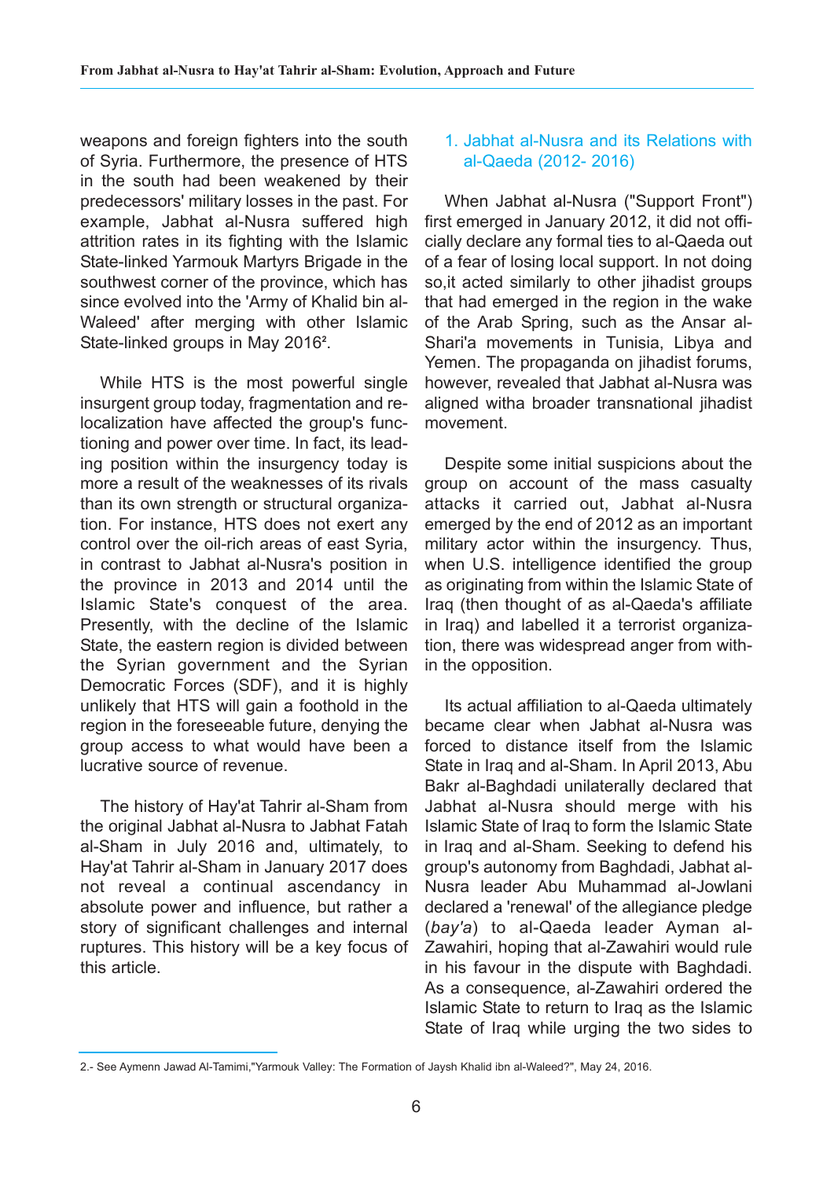weapons and foreign fighters into the south of Syria. Furthermore, the presence of HTS in the south had been weakened by their predecessors' military losses in the past. For example, Jabhat al-Nusra suffered high attrition rates in its fighting with the Islamic State-linked Yarmouk Martyrs Brigade in the southwest corner of the province, which has since evolved into the 'Army of Khalid bin al-Waleed' after merging with other Islamic State-linked groups in May 2016[2].

While HTS is the most powerful single insurgent group today, fragmentation and re-localization have affected the group's functioning and power over time. In fact, its leading position within the insurgency today is more a result of the weaknesses of its rivals than its own strength or structural organization. For instance, HTS does not exert any control over the oil-rich areas of east Syria, in contrast to Jabhat al-Nusra's position in the province in 2013 and 2014 until the Islamic State's conquest of the area. Presently, with the decline of the Islamic State, the eastern region is divided between the Syrian government and the Syrian Democratic Forces (SDF), and it is highly unlikely that HTS will gain a foothold in the region in the foreseeable future, denying the group access to what would have been a lucrative source of revenue.

The history of Hay'at Tahrir al-Sham from the original Jabhat al-Nusra to Jabhat Fatah al-Sham in July 2016 and, ultimately, to Hay'at Tahrir al-Sham in January 2017 does not reveal a continual ascendancy in absolute power and influence, but rather a story of significant challenges and internal ruptures. This history will be a key focus of this article.

## 1. Jabhat al-Nusra and its Relations with al-Qaeda (2012- 2016)

When Jabhat al-Nusra ("Support Front") first emerged in January 2012, it did not officially declare any formal ties to al-Qaeda out of a fear of losing local support. In not doing so,it acted similarly to other jihadist groups that had emerged in the region in the wake of the Arab Spring, such as the Ansar al-Shari'a movements in Tunisia, Libya and Yemen. The propaganda on jihadist forums, however, revealed that Jabhat al-Nusra was aligned witha broader transnational jihadist movement.

Despite some initial suspicions about the group on account of the mass casualty attacks it carried out, Jabhat al-Nusra emerged by the end of 2012 as an important military actor within the insurgency. Thus, when U.S. intelligence identified the group as originating from within the Islamic State of Iraq (then thought of as al-Qaeda's affiliate in Iraq) and labelled it a terrorist organization, there was widespread anger from within the opposition.

Its actual affiliation to al-Qaeda ultimately became clear when Jabhat al-Nusra was forced to distance itself from the Islamic State in Iraq and al-Sham. In April 2013, Abu Bakr al-Baghdadi unilaterally declared that Jabhat al-Nusra should merge with his Islamic State of Iraq to form the Islamic State in Iraq and al-Sham. Seeking to defend his group's autonomy from Baghdadi, Jabhat al-Nusra leader Abu Muhammad al-Jowlani declared a 'renewal' of the allegiance pledge (*bay'a*) to al-Qaeda leader Ayman al-Zawahiri, hoping that al-Zawahiri would rule in his favour in the dispute with Baghdadi. As a consequence, al-Zawahiri ordered the Islamic State to return to Iraq as the Islamic State of Iraq while urging the two sides to

2.- See Aymenn Jawad Al-Tamimi,"Yarmouk Valley: The Formation of Jaysh Khalid ibn al-Waleed?", May 24, 2016.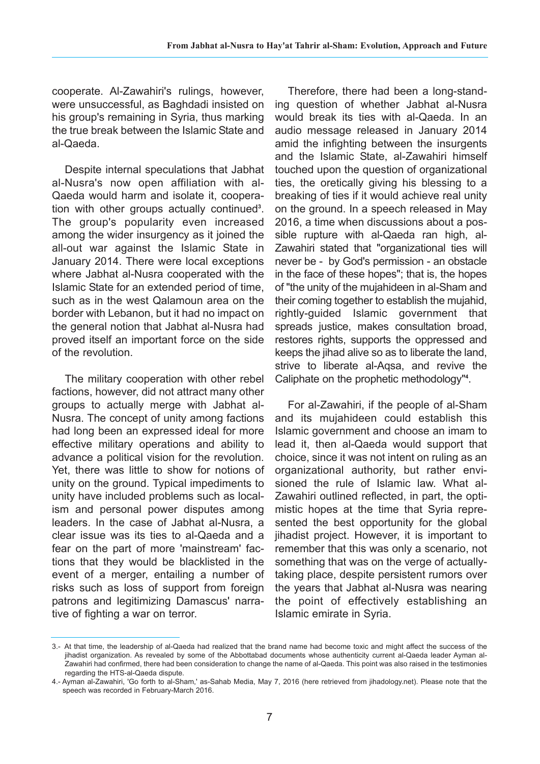cooperate. Al-Zawahiri's rulings, however, were unsuccessful, as Baghdadi insisted on his group's remaining in Syria, thus marking the true break between the Islamic State and al-Qaeda.

Despite internal speculations that Jabhat al-Nusra's now open affiliation with al-Qaeda would harm and isolate it, cooperation with other groups actually continued[3]. The group's popularity even increased among the wider insurgency as it joined the all-out war against the Islamic State in January 2014. There were local exceptions where Jabhat al-Nusra cooperated with the Islamic State for an extended period of time, such as in the west Qalamoun area on the border with Lebanon, but it had no impact on the general notion that Jabhat al-Nusra had proved itself an important force on the side of the revolution.

The military cooperation with other rebel factions, however, did not attract many other groups to actually merge with Jabhat al-Nusra. The concept of unity among factions had long been an expressed ideal for more effective military operations and ability to advance a political vision for the revolution. Yet, there was little to show for notions of unity on the ground. Typical impediments to unity have included problems such as localism and personal power disputes among leaders. In the case of Jabhat al-Nusra, a clear issue was its ties to al-Qaeda and a fear on the part of more 'mainstream' factions that they would be blacklisted in the event of a merger, entailing a number of risks such as loss of support from foreign patrons and legitimizing Damascus' narrative of fighting a war on terror.

Therefore, there had been a long-standing question of whether Jabhat al-Nusra would break its ties with al-Qaeda. In an audio message released in January 2014 amid the infighting between the insurgents and the Islamic State, al-Zawahiri himself touched upon the question of organizational ties, the oretically giving his blessing to a breaking of ties if it would achieve real unity on the ground. In a speech released in May 2016, a time when discussions about a possible rupture with al-Qaeda ran high, al-Zawahiri stated that "organizational ties will never be - by God's permission - an obstacle in the face of these hopes"; that is, the hopes of "the unity of the mujahideen in al-Sham and their coming together to establish the mujahid, rightly-guided Islamic government that spreads justice, makes consultation broad, restores rights, supports the oppressed and keeps the jihad alive so as to liberate the land, strive to liberate al-Aqsa, and revive the Caliphate on the prophetic methodology"[4].

For al-Zawahiri, if the people of al-Sham and its mujahideen could establish this Islamic government and choose an imam to lead it, then al-Qaeda would support that choice, since it was not intent on ruling as an organizational authority, but rather envisioned the rule of Islamic law. What al-Zawahiri outlined reflected, in part, the optimistic hopes at the time that Syria represented the best opportunity for the global jihadist project. However, it is important to remember that this was only a scenario, not something that was on the verge of actually-taking place, despite persistent rumors over the years that Jabhat al-Nusra was nearing the point of effectively establishing an Islamic emirate in Syria.

---

3.- At that time, the leadership of al-Qaeda had realized that the brand name had become toxic and might affect the success of the jihadist organization. As revealed by some of the Abbottabad documents whose authenticity current al-Qaeda leader Ayman al-Zawahiri had confirmed, there had been consideration to change the name of al-Qaeda. This point was also raised in the testimonies regarding the HTS-al-Qaeda dispute.

4.- Ayman al-Zawahiri, 'Go forth to al-Sham,' as-Sahab Media, May 7, 2016 (here retrieved from jihadology.net). Please note that the speech was recorded in February-March 2016.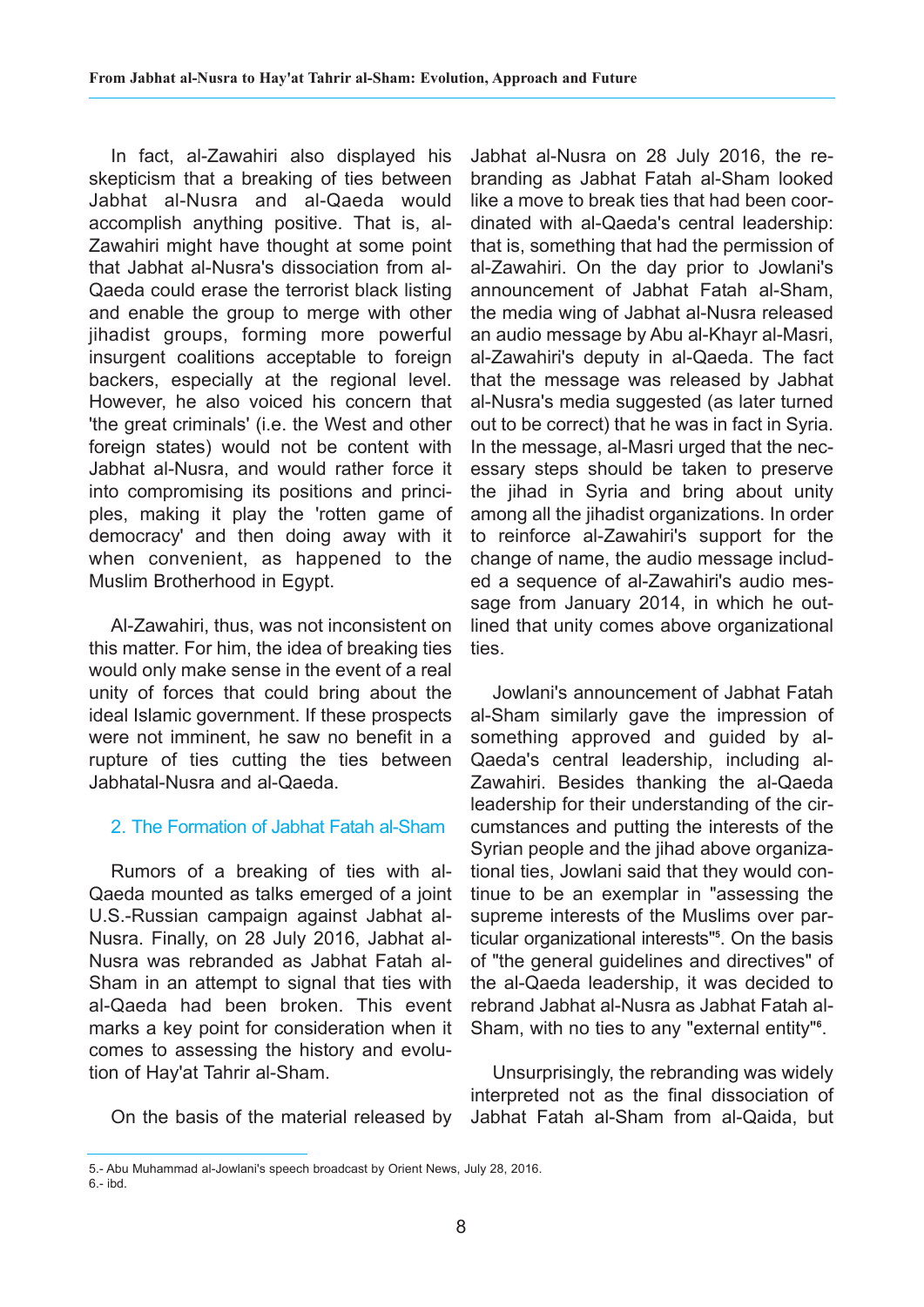In fact, al-Zawahiri also displayed his skepticism that a breaking of ties between Jabhat al-Nusra and al-Qaeda would accomplish anything positive. That is, al-Zawahiri might have thought at some point that Jabhat al-Nusra's dissociation from al-Qaeda could erase the terrorist black listing and enable the group to merge with other jihadist groups, forming more powerful insurgent coalitions acceptable to foreign backers, especially at the regional level. However, he also voiced his concern that 'the great criminals' (i.e. the West and other foreign states) would not be content with Jabhat al-Nusra, and would rather force it into compromising its positions and principles, making it play the 'rotten game of democracy' and then doing away with it when convenient, as happened to the Muslim Brotherhood in Egypt.

Al-Zawahiri, thus, was not inconsistent on this matter. For him, the idea of breaking ties would only make sense in the event of a real unity of forces that could bring about the ideal Islamic government. If these prospects were not imminent, he saw no benefit in a rupture of ties cutting the ties between Jabhatal-Nusra and al-Qaeda.

## 2. The Formation of Jabhat Fatah al-Sham

Rumors of a breaking of ties with al-Qaeda mounted as talks emerged of a joint U.S.-Russian campaign against Jabhat al-Nusra. Finally, on 28 July 2016, Jabhat al-Nusra was rebranded as Jabhat Fatah al-Sham in an attempt to signal that ties with al-Qaeda had been broken. This event marks a key point for consideration when it comes to assessing the history and evolution of Hay'at Tahrir al-Sham.

On the basis of the material released by Jabhat al-Nusra on 28 July 2016, the rebranding as Jabhat Fatah al-Sham looked like a move to break ties that had been coordinated with al-Qaeda's central leadership: that is, something that had the permission of al-Zawahiri. On the day prior to Jowlani's announcement of Jabhat Fatah al-Sham, the media wing of Jabhat al-Nusra released an audio message by Abu al-Khayr al-Masri, al-Zawahiri's deputy in al-Qaeda. The fact that the message was released by Jabhat al-Nusra's media suggested (as later turned out to be correct) that he was in fact in Syria. In the message, al-Masri urged that the necessary steps should be taken to preserve the jihad in Syria and bring about unity among all the jihadist organizations. In order to reinforce al-Zawahiri's support for the change of name, the audio message included a sequence of al-Zawahiri's audio message from January 2014, in which he outlined that unity comes above organizational ties.

Jowlani's announcement of Jabhat Fatah al-Sham similarly gave the impression of something approved and guided by al-Qaeda's central leadership, including al-Zawahiri. Besides thanking the al-Qaeda leadership for their understanding of the circumstances and putting the interests of the Syrian people and the jihad above organizational ties, Jowlani said that they would continue to be an exemplar in "assessing the supreme interests of the Muslims over particular organizational interests"[5]. On the basis of "the general guidelines and directives" of the al-Qaeda leadership, it was decided to rebrand Jabhat al-Nusra as Jabhat Fatah al-Sham, with no ties to any "external entity"[6].

Unsurprisingly, the rebranding was widely interpreted not as the final dissociation of Jabhat Fatah al-Sham from al-Qaida, but

5.- Abu Muhammad al-Jowlani's speech broadcast by Orient News, July 28, 2016.
6.- ibd.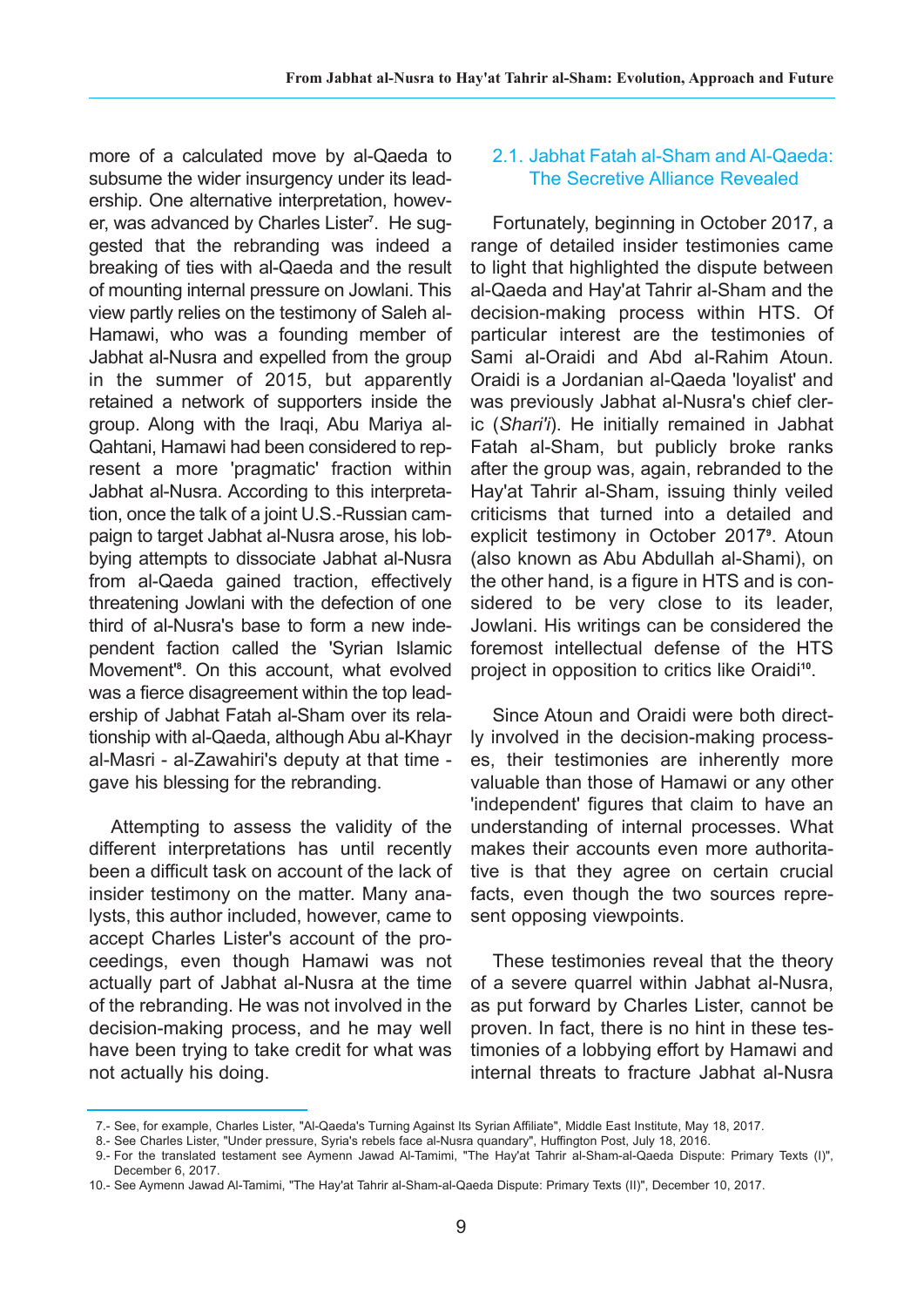more of a calculated move by al-Qaeda to subsume the wider insurgency under its leadership. One alternative interpretation, however, was advanced by Charles Lister[7]. He suggested that the rebranding was indeed a breaking of ties with al-Qaeda and the result of mounting internal pressure on Jowlani. This view partly relies on the testimony of Saleh al-Hamawi, who was a founding member of Jabhat al-Nusra and expelled from the group in the summer of 2015, but apparently retained a network of supporters inside the group. Along with the Iraqi, Abu Mariya al-Qahtani, Hamawi had been considered to represent a more 'pragmatic' fraction within Jabhat al-Nusra. According to this interpretation, once the talk of a joint U.S.-Russian campaign to target Jabhat al-Nusra arose, his lobbying attempts to dissociate Jabhat al-Nusra from al-Qaeda gained traction, effectively threatening Jowlani with the defection of one third of al-Nusra's base to form a new independent faction called the 'Syrian Islamic Movement'[8]. On this account, what evolved was a fierce disagreement within the top leadership of Jabhat Fatah al-Sham over its relationship with al-Qaeda, although Abu al-Khayr al-Masri - al-Zawahiri's deputy at that time - gave his blessing for the rebranding.

Attempting to assess the validity of the different interpretations has until recently been a difficult task on account of the lack of insider testimony on the matter. Many analysts, this author included, however, came to accept Charles Lister's account of the proceedings, even though Hamawi was not actually part of Jabhat al-Nusra at the time of the rebranding. He was not involved in the decision-making process, and he may well have been trying to take credit for what was not actually his doing.

## 2.1. Jabhat Fatah al-Sham and Al-Qaeda: The Secretive Alliance Revealed

Fortunately, beginning in October 2017, a range of detailed insider testimonies came to light that highlighted the dispute between al-Qaeda and Hay'at Tahrir al-Sham and the decision-making process within HTS. Of particular interest are the testimonies of Sami al-Oraidi and Abd al-Rahim Atoun. Oraidi is a Jordanian al-Qaeda 'loyalist' and was previously Jabhat al-Nusra's chief cleric (*Shari'i*). He initially remained in Jabhat Fatah al-Sham, but publicly broke ranks after the group was, again, rebranded to the Hay'at Tahrir al-Sham, issuing thinly veiled criticisms that turned into a detailed and explicit testimony in October 2017[9]. Atoun (also known as Abu Abdullah al-Shami), on the other hand, is a figure in HTS and is considered to be very close to its leader, Jowlani. His writings can be considered the foremost intellectual defense of the HTS project in opposition to critics like Oraidi[10].

Since Atoun and Oraidi were both directly involved in the decision-making processes, their testimonies are inherently more valuable than those of Hamawi or any other 'independent' figures that claim to have an understanding of internal processes. What makes their accounts even more authoritative is that they agree on certain crucial facts, even though the two sources represent opposing viewpoints.

These testimonies reveal that the theory of a severe quarrel within Jabhat al-Nusra, as put forward by Charles Lister, cannot be proven. In fact, there is no hint in these testimonies of a lobbying effort by Hamawi and internal threats to fracture Jabhat al-Nusra

---

7.- See, for example, Charles Lister, "Al-Qaeda's Turning Against Its Syrian Affiliate", Middle East Institute, May 18, 2017.

8.- See Charles Lister, "Under pressure, Syria's rebels face al-Nusra quandary", Huffington Post, July 18, 2016.

9.- For the translated testament see Aymenn Jawad Al-Tamimi, "The Hay'at Tahrir al-Sham-al-Qaeda Dispute: Primary Texts (I)", December 6, 2017.

10.- See Aymenn Jawad Al-Tamimi, "The Hay'at Tahrir al-Sham-al-Qaeda Dispute: Primary Texts (II)", December 10, 2017.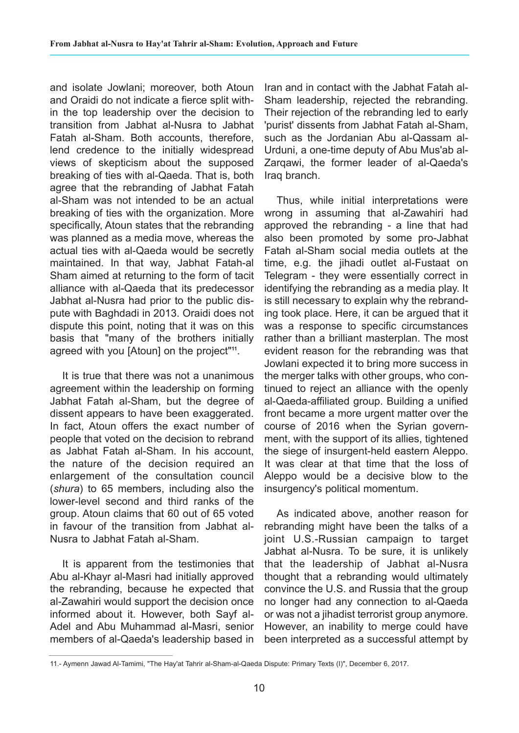and isolate Jowlani; moreover, both Atoun and Oraidi do not indicate a fierce split within the top leadership over the decision to transition from Jabhat al-Nusra to Jabhat Fatah al-Sham. Both accounts, therefore, lend credence to the initially widespread views of skepticism about the supposed breaking of ties with al-Qaeda. That is, both agree that the rebranding of Jabhat Fatah al-Sham was not intended to be an actual breaking of ties with the organization. More specifically, Atoun states that the rebranding was planned as a media move, whereas the actual ties with al-Qaeda would be secretly maintained. In that way, Jabhat Fatah-al Sham aimed at returning to the form of tacit alliance with al-Qaeda that its predecessor Jabhat al-Nusra had prior to the public dispute with Baghdadi in 2013. Oraidi does not dispute this point, noting that it was on this basis that "many of the brothers initially agreed with you [Atoun] on the project"[11].

It is true that there was not a unanimous agreement within the leadership on forming Jabhat Fatah al-Sham, but the degree of dissent appears to have been exaggerated. In fact, Atoun offers the exact number of people that voted on the decision to rebrand as Jabhat Fatah al-Sham. In his account, the nature of the decision required an enlargement of the consultation council (*shura*) to 65 members, including also the lower-level second and third ranks of the group. Atoun claims that 60 out of 65 voted in favour of the transition from Jabhat al-Nusra to Jabhat Fatah al-Sham.

It is apparent from the testimonies that Abu al-Khayr al-Masri had initially approved the rebranding, because he expected that al-Zawahiri would support the decision once informed about it. However, both Sayf al-Adel and Abu Muhammad al-Masri, senior members of al-Qaeda's leadership based in Iran and in contact with the Jabhat Fatah al-Sham leadership, rejected the rebranding. Their rejection of the rebranding led to early 'purist' dissents from Jabhat Fatah al-Sham, such as the Jordanian Abu al-Qassam al-Urduni, a one-time deputy of Abu Mus'ab al-Zarqawi, the former leader of al-Qaeda's Iraq branch.

Thus, while initial interpretations were wrong in assuming that al-Zawahiri had approved the rebranding - a line that had also been promoted by some pro-Jabhat Fatah al-Sham social media outlets at the time, e.g. the jihadi outlet al-Fustaat on Telegram - they were essentially correct in identifying the rebranding as a media play. It is still necessary to explain why the rebranding took place. Here, it can be argued that it was a response to specific circumstances rather than a brilliant masterplan. The most evident reason for the rebranding was that Jowlani expected it to bring more success in the merger talks with other groups, who continued to reject an alliance with the openly al-Qaeda-affiliated group. Building a unified front became a more urgent matter over the course of 2016 when the Syrian government, with the support of its allies, tightened the siege of insurgent-held eastern Aleppo. It was clear at that time that the loss of Aleppo would be a decisive blow to the insurgency's political momentum.

As indicated above, another reason for rebranding might have been the talks of a joint U.S.-Russian campaign to target Jabhat al-Nusra. To be sure, it is unlikely that the leadership of Jabhat al-Nusra thought that a rebranding would ultimately convince the U.S. and Russia that the group no longer had any connection to al-Qaeda or was not a jihadist terrorist group anymore. However, an inability to merge could have been interpreted as a successful attempt by

---

11.- Aymenn Jawad Al-Tamimi, "The Hay'at Tahrir al-Sham-al-Qaeda Dispute: Primary Texts (I)", December 6, 2017.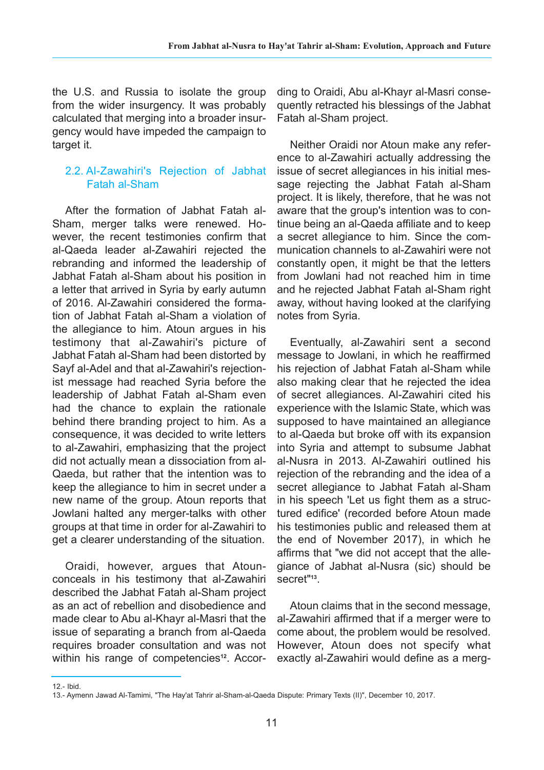the U.S. and Russia to isolate the group from the wider insurgency. It was probably calculated that merging into a broader insurgency would have impeded the campaign to target it.

### 2.2. Al-Zawahiri's Rejection of Jabhat Fatah al-Sham

After the formation of Jabhat Fatah al-Sham, merger talks were renewed. However, the recent testimonies confirm that al-Qaeda leader al-Zawahiri rejected the rebranding and informed the leadership of Jabhat Fatah al-Sham about his position in a letter that arrived in Syria by early autumn of 2016. Al-Zawahiri considered the formation of Jabhat Fatah al-Sham a violation of the allegiance to him. Atoun argues in his testimony that al-Zawahiri's picture of Jabhat Fatah al-Sham had been distorted by Sayf al-Adel and that al-Zawahiri's rejectionist message had reached Syria before the leadership of Jabhat Fatah al-Sham even had the chance to explain the rationale behind there branding project to him. As a consequence, it was decided to write letters to al-Zawahiri, emphasizing that the project did not actually mean a dissociation from al-Qaeda, but rather that the intention was to keep the allegiance to him in secret under a new name of the group. Atoun reports that Jowlani halted any merger-talks with other groups at that time in order for al-Zawahiri to get a clearer understanding of the situation.

Oraidi, however, argues that Atoun conceals in his testimony that al-Zawahiri described the Jabhat Fatah al-Sham project as an act of rebellion and disobedience and made clear to Abu al-Khayr al-Masri that the issue of separating a branch from al-Qaeda requires broader consultation and was not within his range of competencies[12]. According to Oraidi, Abu al-Khayr al-Masri consequently retracted his blessings of the Jabhat Fatah al-Sham project.

Neither Oraidi nor Atoun make any reference to al-Zawahiri actually addressing the issue of secret allegiances in his initial message rejecting the Jabhat Fatah al-Sham project. It is likely, therefore, that he was not aware that the group's intention was to continue being an al-Qaeda affiliate and to keep a secret allegiance to him. Since the communication channels to al-Zawahiri were not constantly open, it might be that the letters from Jowlani had not reached him in time and he rejected Jabhat Fatah al-Sham right away, without having looked at the clarifying notes from Syria.

Eventually, al-Zawahiri sent a second message to Jowlani, in which he reaffirmed his rejection of Jabhat Fatah al-Sham while also making clear that he rejected the idea of secret allegiances. Al-Zawahiri cited his experience with the Islamic State, which was supposed to have maintained an allegiance to al-Qaeda but broke off with its expansion into Syria and attempt to subsume Jabhat al-Nusra in 2013. Al-Zawahiri outlined his rejection of the rebranding and the idea of a secret allegiance to Jabhat Fatah al-Sham in his speech 'Let us fight them as a structured edifice' (recorded before Atoun made his testimonies public and released them at the end of November 2017), in which he affirms that "we did not accept that the allegiance of Jabhat al-Nusra (sic) should be secret"[13].

Atoun claims that in the second message, al-Zawahiri affirmed that if a merger were to come about, the problem would be resolved. However, Atoun does not specify what exactly al-Zawahiri would define as a merg-

---

12.- Ibid.

13.- Aymenn Jawad Al-Tamimi, "The Hay'at Tahrir al-Sham-al-Qaeda Dispute: Primary Texts (II)", December 10, 2017.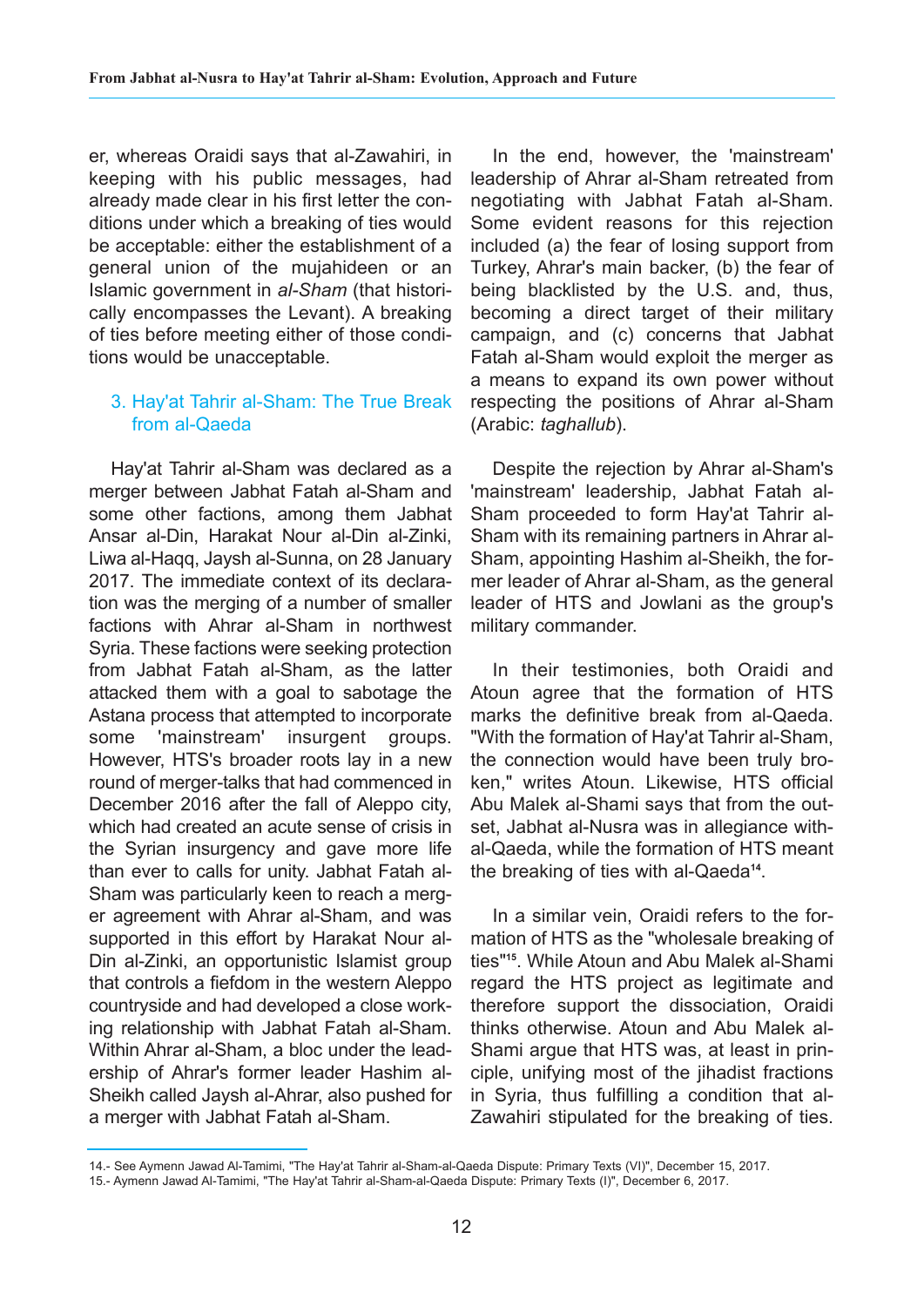er, whereas Oraidi says that al-Zawahiri, in keeping with his public messages, had already made clear in his first letter the conditions under which a breaking of ties would be acceptable: either the establishment of a general union of the mujahideen or an Islamic government in *al-Sham* (that historically encompasses the Levant). A breaking of ties before meeting either of those conditions would be unacceptable.

## 3. Hay'at Tahrir al-Sham: The True Break from al-Qaeda

Hay'at Tahrir al-Sham was declared as a merger between Jabhat Fatah al-Sham and some other factions, among them Jabhat Ansar al-Din, Harakat Nour al-Din al-Zinki, Liwa al-Haqq, Jaysh al-Sunna, on 28 January 2017. The immediate context of its declaration was the merging of a number of smaller factions with Ahrar al-Sham in northwest Syria. These factions were seeking protection from Jabhat Fatah al-Sham, as the latter attacked them with a goal to sabotage the Astana process that attempted to incorporate some 'mainstream' insurgent groups. However, HTS's broader roots lay in a new round of merger-talks that had commenced in December 2016 after the fall of Aleppo city, which had created an acute sense of crisis in the Syrian insurgency and gave more life than ever to calls for unity. Jabhat Fatah al-Sham was particularly keen to reach a merger agreement with Ahrar al-Sham, and was supported in this effort by Harakat Nour al-Din al-Zinki, an opportunistic Islamist group that controls a fiefdom in the western Aleppo countryside and had developed a close working relationship with Jabhat Fatah al-Sham. Within Ahrar al-Sham, a bloc under the leadership of Ahrar's former leader Hashim al-Sheikh called Jaysh al-Ahrar, also pushed for a merger with Jabhat Fatah al-Sham.

In the end, however, the 'mainstream' leadership of Ahrar al-Sham retreated from negotiating with Jabhat Fatah al-Sham. Some evident reasons for this rejection included (a) the fear of losing support from Turkey, Ahrar's main backer, (b) the fear of being blacklisted by the U.S. and, thus, becoming a direct target of their military campaign, and (c) concerns that Jabhat Fatah al-Sham would exploit the merger as a means to expand its own power without respecting the positions of Ahrar al-Sham (Arabic: *taghallub*).

Despite the rejection by Ahrar al-Sham's 'mainstream' leadership, Jabhat Fatah al-Sham proceeded to form Hay'at Tahrir al-Sham with its remaining partners in Ahrar al-Sham, appointing Hashim al-Sheikh, the former leader of Ahrar al-Sham, as the general leader of HTS and Jowlani as the group's military commander.

In their testimonies, both Oraidi and Atoun agree that the formation of HTS marks the definitive break from al-Qaeda. "With the formation of Hay'at Tahrir al-Sham, the connection would have been truly broken," writes Atoun. Likewise, HTS official Abu Malek al-Shami says that from the outset, Jabhat al-Nusra was in allegiance with al-Qaeda, while the formation of HTS meant the breaking of ties with al-Qaeda[14].

In a similar vein, Oraidi refers to the formation of HTS as the "wholesale breaking of ties"[15]. While Atoun and Abu Malek al-Shami regard the HTS project as legitimate and therefore support the dissociation, Oraidi thinks otherwise. Atoun and Abu Malek al-Shami argue that HTS was, at least in principle, unifying most of the jihadist fractions in Syria, thus fulfilling a condition that al-Zawahiri stipulated for the breaking of ties.

---

14.- See Aymenn Jawad Al-Tamimi, "The Hay'at Tahrir al-Sham-al-Qaeda Dispute: Primary Texts (VI)", December 15, 2017.

15.- Aymenn Jawad Al-Tamimi, "The Hay'at Tahrir al-Sham-al-Qaeda Dispute: Primary Texts (I)", December 6, 2017.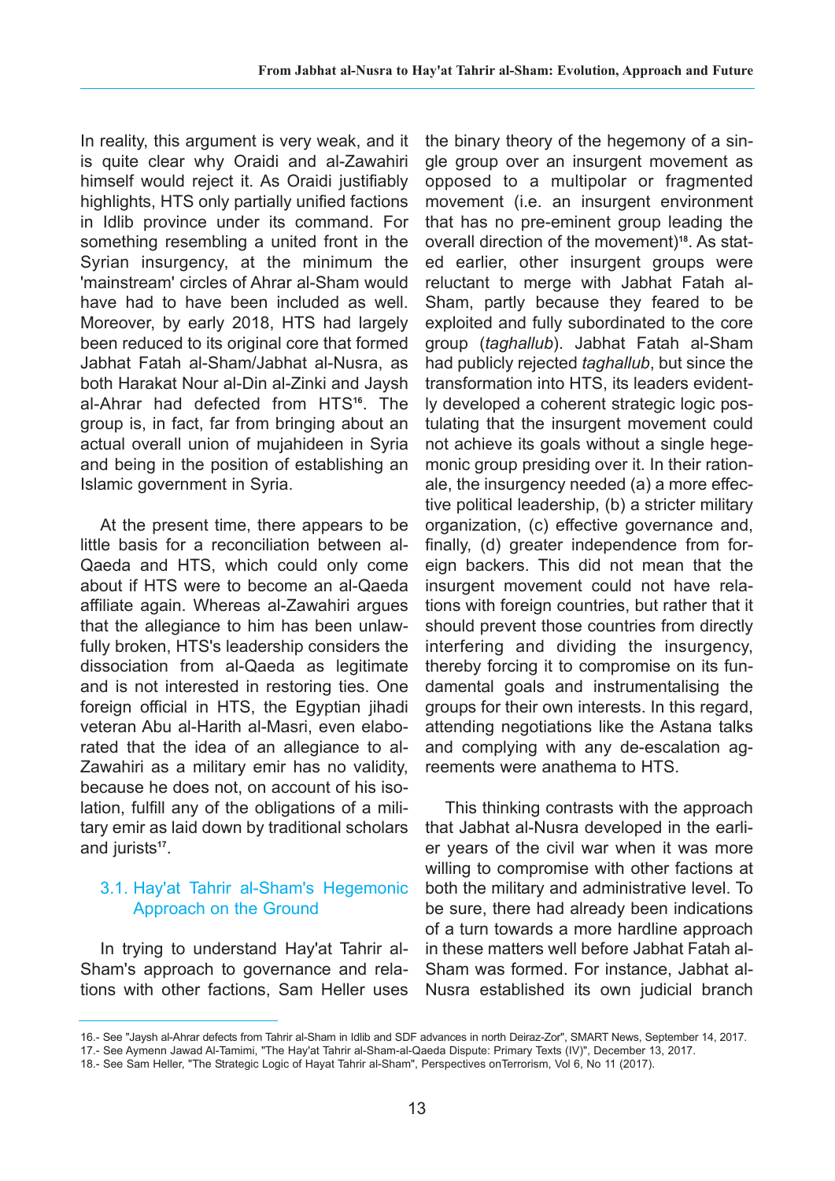In reality, this argument is very weak, and it is quite clear why Oraidi and al-Zawahiri himself would reject it. As Oraidi justifiably highlights, HTS only partially unified factions in Idlib province under its command. For something resembling a united front in the Syrian insurgency, at the minimum the 'mainstream' circles of Ahrar al-Sham would have had to have been included as well. Moreover, by early 2018, HTS had largely been reduced to its original core that formed Jabhat Fatah al-Sham/Jabhat al-Nusra, as both Harakat Nour al-Din al-Zinki and Jaysh al-Ahrar had defected from HTS[16]. The group is, in fact, far from bringing about an actual overall union of mujahideen in Syria and being in the position of establishing an Islamic government in Syria.

At the present time, there appears to be little basis for a reconciliation between al-Qaeda and HTS, which could only come about if HTS were to become an al-Qaeda affiliate again. Whereas al-Zawahiri argues that the allegiance to him has been unlawfully broken, HTS's leadership considers the dissociation from al-Qaeda as legitimate and is not interested in restoring ties. One foreign official in HTS, the Egyptian jihadi veteran Abu al-Harith al-Masri, even elaborated that the idea of an allegiance to al-Zawahiri as a military emir has no validity, because he does not, on account of his isolation, fulfill any of the obligations of a military emir as laid down by traditional scholars and jurists[17].

### 3.1. Hay'at Tahrir al-Sham's Hegemonic Approach on the Ground

In trying to understand Hay'at Tahrir al-Sham's approach to governance and relations with other factions, Sam Heller uses the binary theory of the hegemony of a single group over an insurgent movement as opposed to a multipolar or fragmented movement (i.e. an insurgent environment that has no pre-eminent group leading the overall direction of the movement)[18]. As stated earlier, other insurgent groups were reluctant to merge with Jabhat Fatah al-Sham, partly because they feared to be exploited and fully subordinated to the core group (*taghallub*). Jabhat Fatah al-Sham had publicly rejected *taghallub*, but since the transformation into HTS, its leaders evidently developed a coherent strategic logic postulating that the insurgent movement could not achieve its goals without a single hegemonic group presiding over it. In their rationale, the insurgency needed (a) a more effective political leadership, (b) a stricter military organization, (c) effective governance and, finally, (d) greater independence from foreign backers. This did not mean that the insurgent movement could not have relations with foreign countries, but rather that it should prevent those countries from directly interfering and dividing the insurgency, thereby forcing it to compromise on its fundamental goals and instrumentalising the groups for their own interests. In this regard, attending negotiations like the Astana talks and complying with any de-escalation agreements were anathema to HTS.

This thinking contrasts with the approach that Jabhat al-Nusra developed in the earlier years of the civil war when it was more willing to compromise with other factions at both the military and administrative level. To be sure, there had already been indications of a turn towards a more hardline approach in these matters well before Jabhat Fatah al-Sham was formed. For instance, Jabhat al-Nusra established its own judicial branch

---

16.- See "Jaysh al-Ahrar defects from Tahrir al-Sham in Idlib and SDF advances in north Deiraz-Zor", SMART News, September 14, 2017.

17.- See Aymenn Jawad Al-Tamimi, "The Hay'at Tahrir al-Sham-al-Qaeda Dispute: Primary Texts (IV)", December 13, 2017.

18.- See Sam Heller, "The Strategic Logic of Hayat Tahrir al-Sham", Perspectives onTerrorism, Vol 6, No 11 (2017).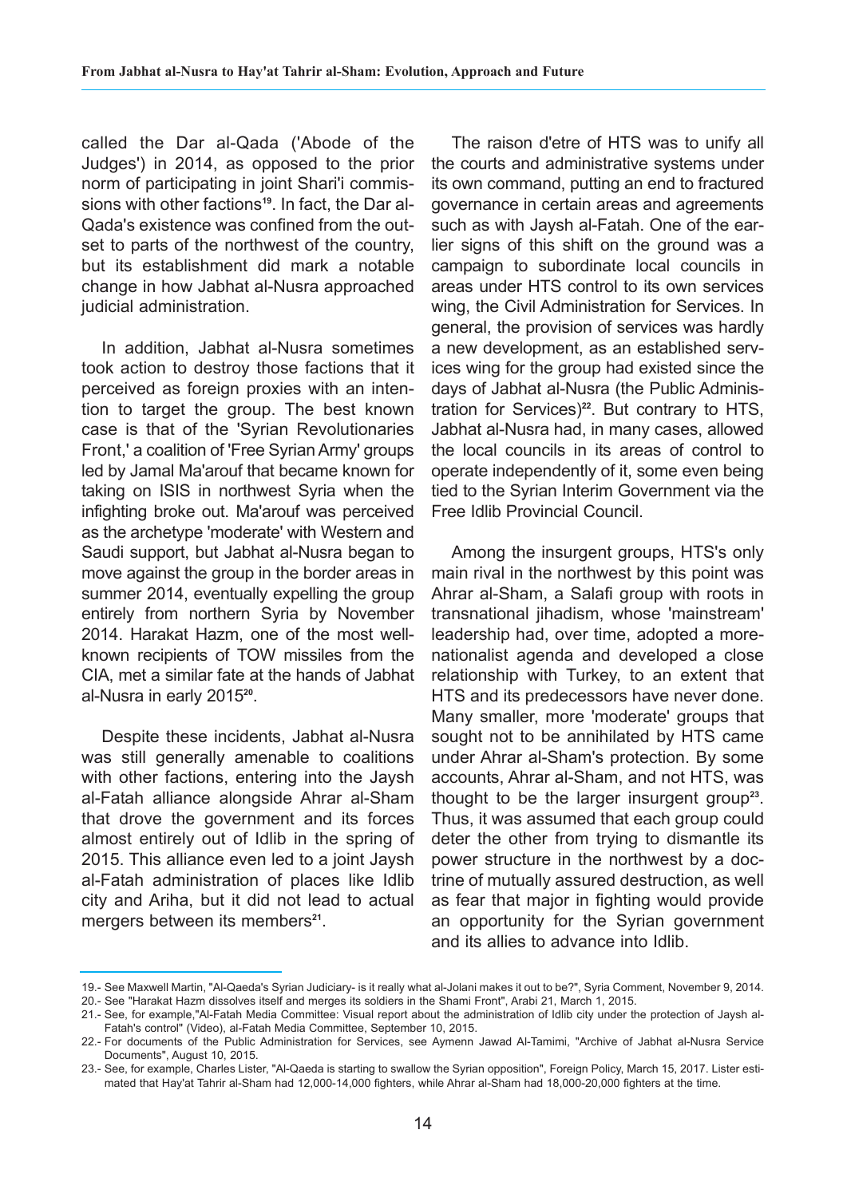called the Dar al-Qada ('Abode of the Judges') in 2014, as opposed to the prior norm of participating in joint Shari'i commissions with other factions[19]. In fact, the Dar al-Qada's existence was confined from the outset to parts of the northwest of the country, but its establishment did mark a notable change in how Jabhat al-Nusra approached judicial administration.

In addition, Jabhat al-Nusra sometimes took action to destroy those factions that it perceived as foreign proxies with an intention to target the group. The best known case is that of the 'Syrian Revolutionaries Front,' a coalition of 'Free Syrian Army' groups led by Jamal Ma'arouf that became known for taking on ISIS in northwest Syria when the infighting broke out. Ma'arouf was perceived as the archetype 'moderate' with Western and Saudi support, but Jabhat al-Nusra began to move against the group in the border areas in summer 2014, eventually expelling the group entirely from northern Syria by November 2014. Harakat Hazm, one of the most well-known recipients of TOW missiles from the CIA, met a similar fate at the hands of Jabhat al-Nusra in early 2015[20].

Despite these incidents, Jabhat al-Nusra was still generally amenable to coalitions with other factions, entering into the Jaysh al-Fatah alliance alongside Ahrar al-Sham that drove the government and its forces almost entirely out of Idlib in the spring of 2015. This alliance even led to a joint Jaysh al-Fatah administration of places like Idlib city and Ariha, but it did not lead to actual mergers between its members[21].

The raison d'etre of HTS was to unify all the courts and administrative systems under its own command, putting an end to fractured governance in certain areas and agreements such as with Jaysh al-Fatah. One of the earlier signs of this shift on the ground was a campaign to subordinate local councils in areas under HTS control to its own services wing, the Civil Administration for Services. In general, the provision of services was hardly a new development, as an established services wing for the group had existed since the days of Jabhat al-Nusra (the Public Administration for Services)[22]. But contrary to HTS, Jabhat al-Nusra had, in many cases, allowed the local councils in its areas of control to operate independently of it, some even being tied to the Syrian Interim Government via the Free Idlib Provincial Council.

Among the insurgent groups, HTS's only main rival in the northwest by this point was Ahrar al-Sham, a Salafi group with roots in transnational jihadism, whose 'mainstream' leadership had, over time, adopted a more-nationalist agenda and developed a close relationship with Turkey, to an extent that HTS and its predecessors have never done. Many smaller, more 'moderate' groups that sought not to be annihilated by HTS came under Ahrar al-Sham's protection. By some accounts, Ahrar al-Sham, and not HTS, was thought to be the larger insurgent group[23]. Thus, it was assumed that each group could deter the other from trying to dismantle its power structure in the northwest by a doctrine of mutually assured destruction, as well as fear that major in fighting would provide an opportunity for the Syrian government and its allies to advance into Idlib.

---

19.- See Maxwell Martin, "Al-Qaeda's Syrian Judiciary- is it really what al-Jolani makes it out to be?", Syria Comment, November 9, 2014.

20.- See "Harakat Hazm dissolves itself and merges its soldiers in the Shami Front", Arabi 21, March 1, 2015.

21.- See, for example,"Al-Fatah Media Committee: Visual report about the administration of Idlib city under the protection of Jaysh al-Fatah's control" (Video), al-Fatah Media Committee, September 10, 2015.

22.- For documents of the Public Administration for Services, see Aymenn Jawad Al-Tamimi, "Archive of Jabhat al-Nusra Service Documents", August 10, 2015.

23.- See, for example, Charles Lister, "Al-Qaeda is starting to swallow the Syrian opposition", Foreign Policy, March 15, 2017. Lister estimated that Hay'at Tahrir al-Sham had 12,000-14,000 fighters, while Ahrar al-Sham had 18,000-20,000 fighters at the time.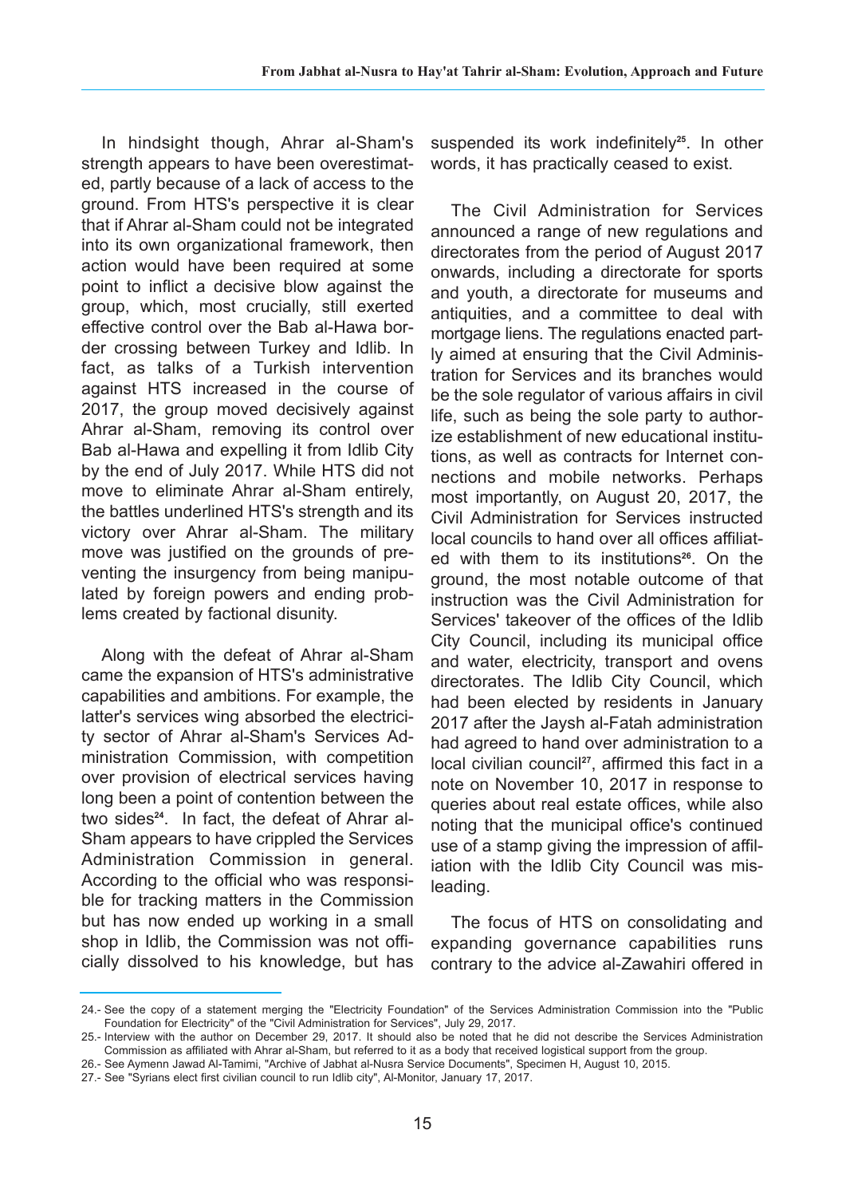In hindsight though, Ahrar al-Sham's strength appears to have been overestimated, partly because of a lack of access to the ground. From HTS's perspective it is clear that if Ahrar al-Sham could not be integrated into its own organizational framework, then action would have been required at some point to inflict a decisive blow against the group, which, most crucially, still exerted effective control over the Bab al-Hawa border crossing between Turkey and Idlib. In fact, as talks of a Turkish intervention against HTS increased in the course of 2017, the group moved decisively against Ahrar al-Sham, removing its control over Bab al-Hawa and expelling it from Idlib City by the end of July 2017. While HTS did not move to eliminate Ahrar al-Sham entirely, the battles underlined HTS's strength and its victory over Ahrar al-Sham. The military move was justified on the grounds of preventing the insurgency from being manipulated by foreign powers and ending problems created by factional disunity.

Along with the defeat of Ahrar al-Sham came the expansion of HTS's administrative capabilities and ambitions. For example, the latter's services wing absorbed the electricity sector of Ahrar al-Sham's Services Administration Commission, with competition over provision of electrical services having long been a point of contention between the two sides[24]. In fact, the defeat of Ahrar al-Sham appears to have crippled the Services Administration Commission in general. According to the official who was responsible for tracking matters in the Commission but has now ended up working in a small shop in Idlib, the Commission was not officially dissolved to his knowledge, but has suspended its work indefinitely[25]. In other words, it has practically ceased to exist.

The Civil Administration for Services announced a range of new regulations and directorates from the period of August 2017 onwards, including a directorate for sports and youth, a directorate for museums and antiquities, and a committee to deal with mortgage liens. The regulations enacted partly aimed at ensuring that the Civil Administration for Services and its branches would be the sole regulator of various affairs in civil life, such as being the sole party to authorize establishment of new educational institutions, as well as contracts for Internet connections and mobile networks. Perhaps most importantly, on August 20, 2017, the Civil Administration for Services instructed local councils to hand over all offices affiliated with them to its institutions[26]. On the ground, the most notable outcome of that instruction was the Civil Administration for Services' takeover of the offices of the Idlib City Council, including its municipal office and water, electricity, transport and ovens directorates. The Idlib City Council, which had been elected by residents in January 2017 after the Jaysh al-Fatah administration had agreed to hand over administration to a local civilian council[27], affirmed this fact in a note on November 10, 2017 in response to queries about real estate offices, while also noting that the municipal office's continued use of a stamp giving the impression of affiliation with the Idlib City Council was misleading.

The focus of HTS on consolidating and expanding governance capabilities runs contrary to the advice al-Zawahiri offered in

---

24.- See the copy of a statement merging the "Electricity Foundation" of the Services Administration Commission into the "Public Foundation for Electricity" of the "Civil Administration for Services", July 29, 2017.

25.- Interview with the author on December 29, 2017. It should also be noted that he did not describe the Services Administration Commission as affiliated with Ahrar al-Sham, but referred to it as a body that received logistical support from the group.

26.- See Aymenn Jawad Al-Tamimi, "Archive of Jabhat al-Nusra Service Documents", Specimen H, August 10, 2015.

27.- See "Syrians elect first civilian council to run Idlib city", Al-Monitor, January 17, 2017.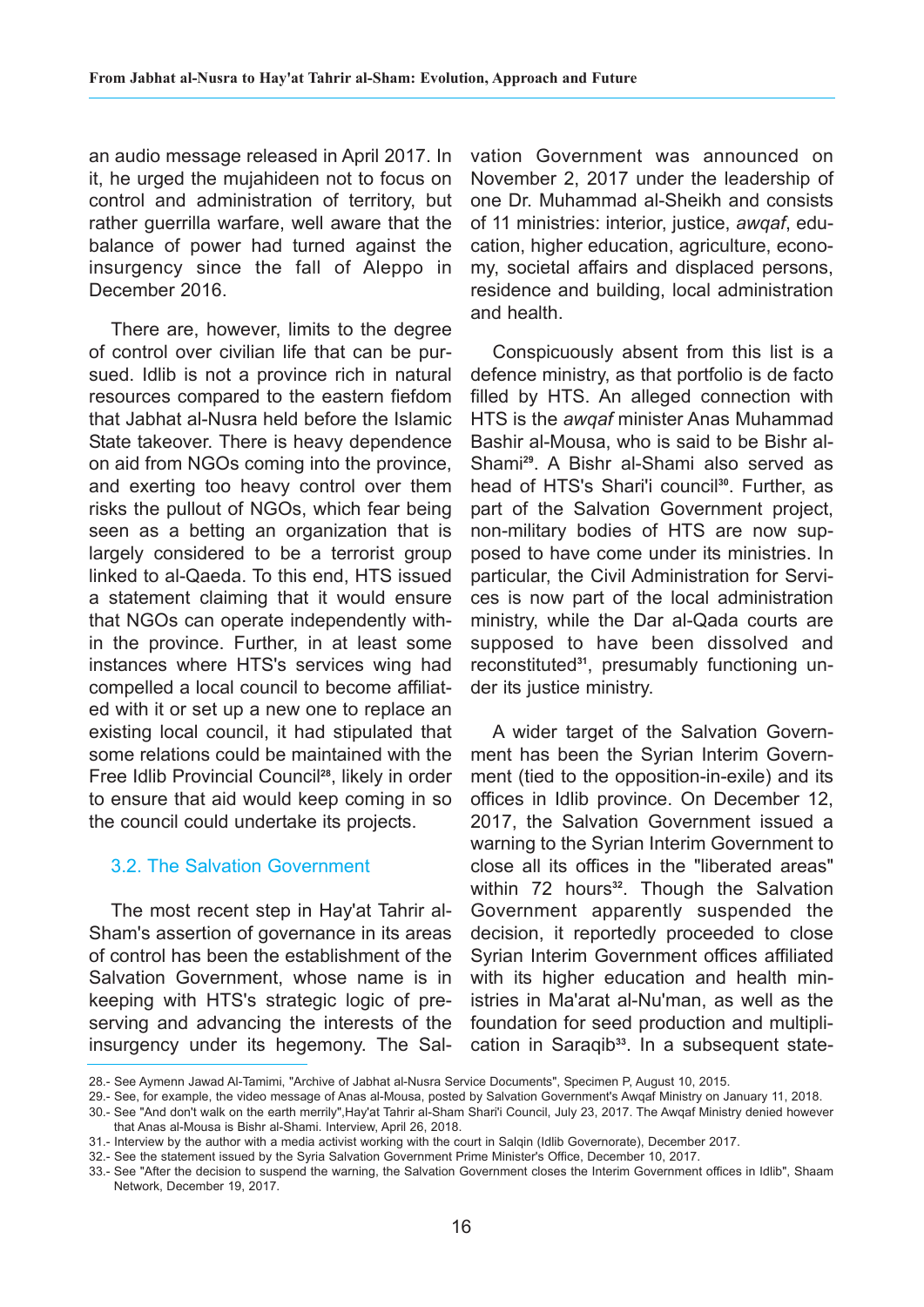an audio message released in April 2017. In it, he urged the mujahideen not to focus on control and administration of territory, but rather guerrilla warfare, well aware that the balance of power had turned against the insurgency since the fall of Aleppo in December 2016.

There are, however, limits to the degree of control over civilian life that can be pursued. Idlib is not a province rich in natural resources compared to the eastern fiefdom that Jabhat al-Nusra held before the Islamic State takeover. There is heavy dependence on aid from NGOs coming into the province, and exerting too heavy control over them risks the pullout of NGOs, which fear being seen as a betting an organization that is largely considered to be a terrorist group linked to al-Qaeda. To this end, HTS issued a statement claiming that it would ensure that NGOs can operate independently within the province. Further, in at least some instances where HTS's services wing had compelled a local council to become affiliated with it or set up a new one to replace an existing local council, it had stipulated that some relations could be maintained with the Free Idlib Provincial Council[28], likely in order to ensure that aid would keep coming in so the council could undertake its projects.

### 3.2. The Salvation Government

The most recent step in Hay'at Tahrir al-Sham's assertion of governance in its areas of control has been the establishment of the Salvation Government, whose name is in keeping with HTS's strategic logic of preserving and advancing the interests of the insurgency under its hegemony. The Salvation Government was announced on November 2, 2017 under the leadership of one Dr. Muhammad al-Sheikh and consists of 11 ministries: interior, justice, *awqaf*, education, higher education, agriculture, economy, societal affairs and displaced persons, residence and building, local administration and health.

Conspicuously absent from this list is a defence ministry, as that portfolio is de facto filled by HTS. An alleged connection with HTS is the *awqaf* minister Anas Muhammad Bashir al-Mousa, who is said to be Bishr al-Shami[29]. A Bishr al-Shami also served as head of HTS's Shari'i council[30]. Further, as part of the Salvation Government project, non-military bodies of HTS are now supposed to have come under its ministries. In particular, the Civil Administration for Services is now part of the local administration ministry, while the Dar al-Qada courts are supposed to have been dissolved and reconstituted[31], presumably functioning under its justice ministry.

A wider target of the Salvation Government has been the Syrian Interim Government (tied to the opposition-in-exile) and its offices in Idlib province. On December 12, 2017, the Salvation Government issued a warning to the Syrian Interim Government to close all its offices in the "liberated areas" within 72 hours[32]. Though the Salvation Government apparently suspended the decision, it reportedly proceeded to close Syrian Interim Government offices affiliated with its higher education and health ministries in Ma'arat al-Nu'man, as well as the foundation for seed production and multiplication in Saraqib[33]. In a subsequent state-

---

28.- See Aymenn Jawad Al-Tamimi, "Archive of Jabhat al-Nusra Service Documents", Specimen P, August 10, 2015.

29.- See, for example, the video message of Anas al-Mousa, posted by Salvation Government's Awqaf Ministry on January 11, 2018.

30.- See "And don't walk on the earth merrily",Hay'at Tahrir al-Sham Shari'i Council, July 23, 2017. The Awqaf Ministry denied however that Anas al-Mousa is Bishr al-Shami. Interview, April 26, 2018.

31.- Interview by the author with a media activist working with the court in Salqin (Idlib Governorate), December 2017.

32.- See the statement issued by the Syria Salvation Government Prime Minister's Office, December 10, 2017.

33.- See "After the decision to suspend the warning, the Salvation Government closes the Interim Government offices in Idlib", Shaam Network, December 19, 2017.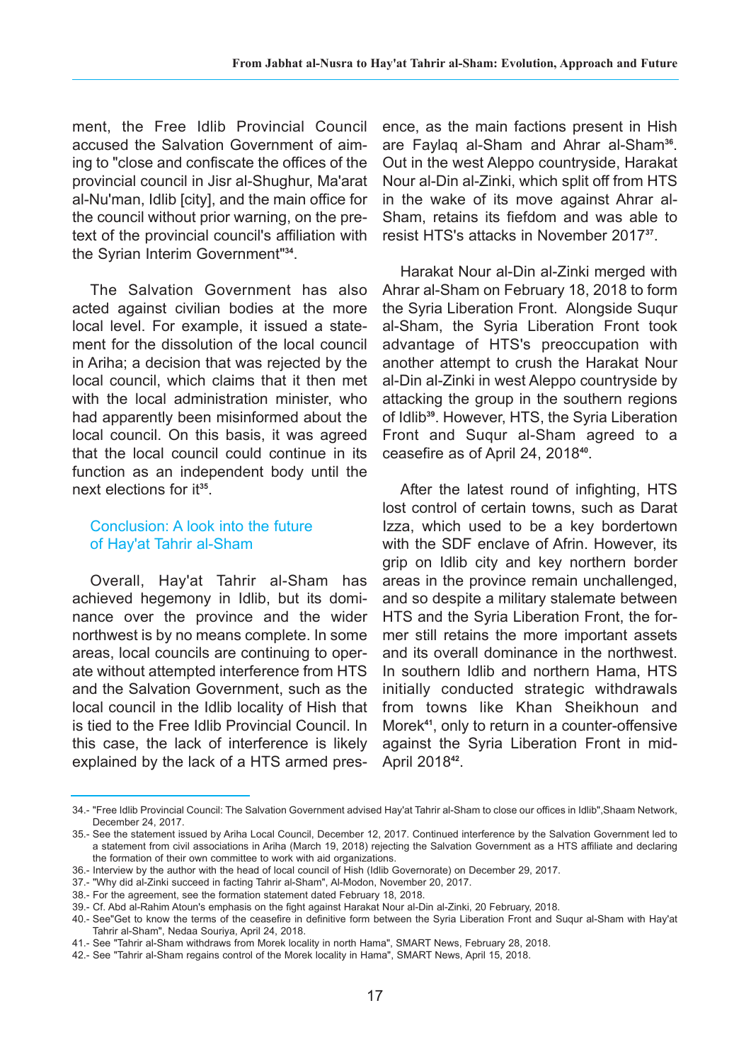ment, the Free Idlib Provincial Council accused the Salvation Government of aiming to "close and confiscate the offices of the provincial council in Jisr al-Shughur, Ma'arat al-Nu'man, Idlib [city], and the main office for the council without prior warning, on the pretext of the provincial council's affiliation with the Syrian Interim Government"[34].

The Salvation Government has also acted against civilian bodies at the more local level. For example, it issued a statement for the dissolution of the local council in Ariha; a decision that was rejected by the local council, which claims that it then met with the local administration minister, who had apparently been misinformed about the local council. On this basis, it was agreed that the local council could continue in its function as an independent body until the next elections for it[35].

## Conclusion: A look into the future of Hay'at Tahrir al-Sham

Overall, Hay'at Tahrir al-Sham has achieved hegemony in Idlib, but its dominance over the province and the wider northwest is by no means complete. In some areas, local councils are continuing to operate without attempted interference from HTS and the Salvation Government, such as the local council in the Idlib locality of Hish that is tied to the Free Idlib Provincial Council. In this case, the lack of interference is likely explained by the lack of a HTS armed presence, as the main factions present in Hish are Faylaq al-Sham and Ahrar al-Sham[36]. Out in the west Aleppo countryside, Harakat Nour al-Din al-Zinki, which split off from HTS in the wake of its move against Ahrar al-Sham, retains its fiefdom and was able to resist HTS's attacks in November 2017[37].

Harakat Nour al-Din al-Zinki merged with Ahrar al-Sham on February 18, 2018 to form the Syria Liberation Front. Alongside Suqur al-Sham, the Syria Liberation Front took advantage of HTS's preoccupation with another attempt to crush the Harakat Nour al-Din al-Zinki in west Aleppo countryside by attacking the group in the southern regions of Idlib[39]. However, HTS, the Syria Liberation Front and Suqur al-Sham agreed to a ceasefire as of April 24, 2018[40].

After the latest round of infighting, HTS lost control of certain towns, such as Darat Izza, which used to be a key bordertown with the SDF enclave of Afrin. However, its grip on Idlib city and key northern border areas in the province remain unchallenged, and so despite a military stalemate between HTS and the Syria Liberation Front, the former still retains the more important assets and its overall dominance in the northwest. In southern Idlib and northern Hama, HTS initially conducted strategic withdrawals from towns like Khan Sheikhoun and Morek[41], only to return in a counter-offensive against the Syria Liberation Front in mid-April 2018[42].

---

34.- "Free Idlib Provincial Council: The Salvation Government advised Hay'at Tahrir al-Sham to close our offices in Idlib",Shaam Network, December 24, 2017.

35.- See the statement issued by Ariha Local Council, December 12, 2017. Continued interference by the Salvation Government led to a statement from civil associations in Ariha (March 19, 2018) rejecting the Salvation Government as a HTS affiliate and declaring the formation of their own committee to work with aid organizations.

36.- Interview by the author with the head of local council of Hish (Idlib Governorate) on December 29, 2017.

37.- "Why did al-Zinki succeed in facting Tahrir al-Sham", Al-Modon, November 20, 2017.

38.- For the agreement, see the formation statement dated February 18, 2018.

39.- Cf. Abd al-Rahim Atoun's emphasis on the fight against Harakat Nour al-Din al-Zinki, 20 February, 2018.

40.- See"Get to know the terms of the ceasefire in definitive form between the Syria Liberation Front and Suqur al-Sham with Hay'at Tahrir al-Sham", Nedaa Souriya, April 24, 2018.

41.- See "Tahrir al-Sham withdraws from Morek locality in north Hama", SMART News, February 28, 2018.

42.- See "Tahrir al-Sham regains control of the Morek locality in Hama", SMART News, April 15, 2018.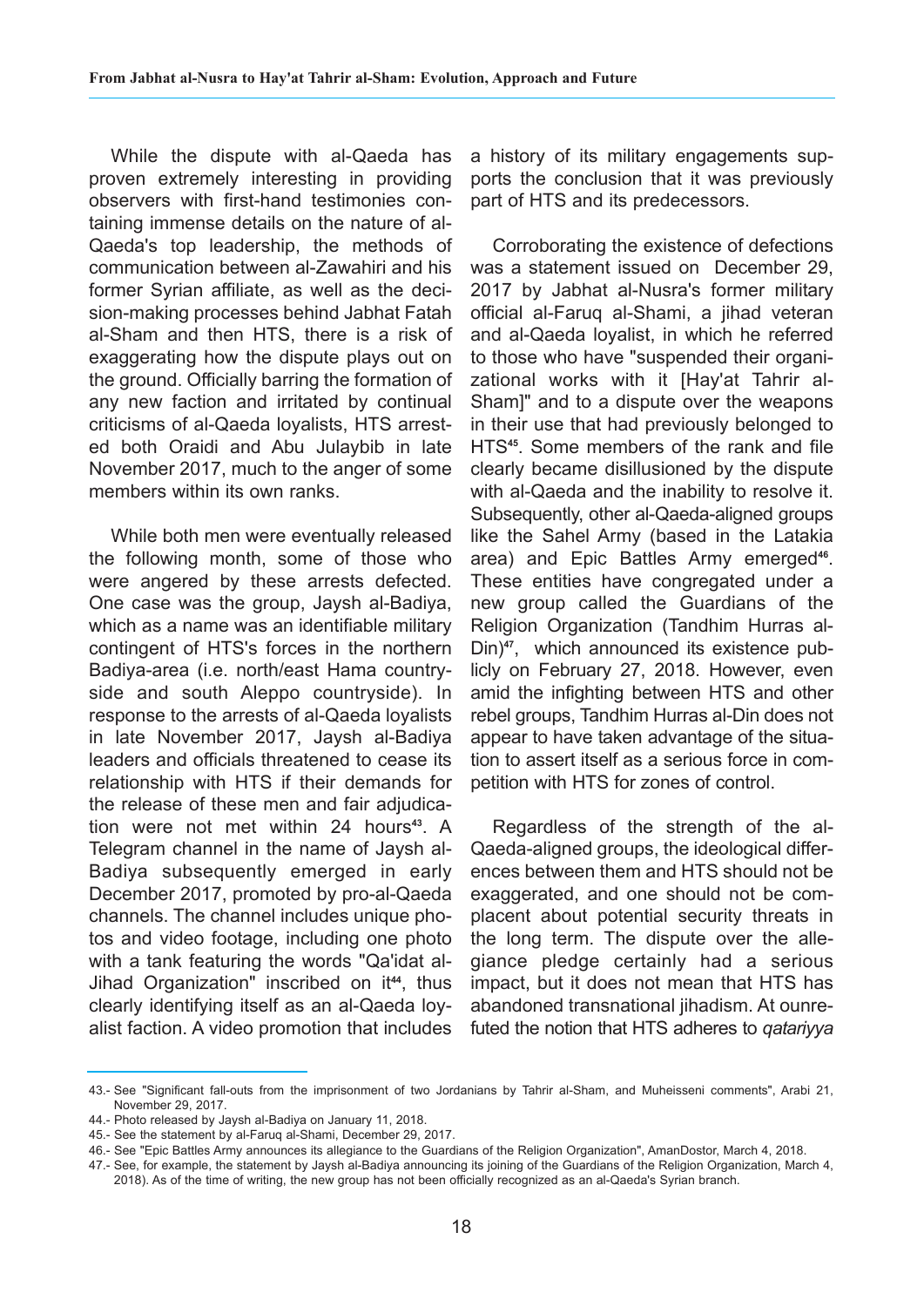While the dispute with al-Qaeda has proven extremely interesting in providing observers with first-hand testimonies containing immense details on the nature of al-Qaeda's top leadership, the methods of communication between al-Zawahiri and his former Syrian affiliate, as well as the decision-making processes behind Jabhat Fatah al-Sham and then HTS, there is a risk of exaggerating how the dispute plays out on the ground. Officially barring the formation of any new faction and irritated by continual criticisms of al-Qaeda loyalists, HTS arrested both Oraidi and Abu Julaybib in late November 2017, much to the anger of some members within its own ranks.

While both men were eventually released the following month, some of those who were angered by these arrests defected. One case was the group, Jaysh al-Badiya, which as a name was an identifiable military contingent of HTS's forces in the northern Badiya-area (i.e. north/east Hama countryside and south Aleppo countryside). In response to the arrests of al-Qaeda loyalists in late November 2017, Jaysh al-Badiya leaders and officials threatened to cease its relationship with HTS if their demands for the release of these men and fair adjudication were not met within 24 hours[43]. A Telegram channel in the name of Jaysh al-Badiya subsequently emerged in early December 2017, promoted by pro-al-Qaeda channels. The channel includes unique photos and video footage, including one photo with a tank featuring the words "Qa'idat al-Jihad Organization" inscribed on it[44], thus clearly identifying itself as an al-Qaeda loyalist faction. A video promotion that includes a history of its military engagements supports the conclusion that it was previously part of HTS and its predecessors.

Corroborating the existence of defections was a statement issued on December 29, 2017 by Jabhat al-Nusra's former military official al-Faruq al-Shami, a jihad veteran and al-Qaeda loyalist, in which he referred to those who have "suspended their organizational works with it [Hay'at Tahrir al-Sham]" and to a dispute over the weapons in their use that had previously belonged to HTS[45]. Some members of the rank and file clearly became disillusioned by the dispute with al-Qaeda and the inability to resolve it. Subsequently, other al-Qaeda-aligned groups like the Sahel Army (based in the Latakia area) and Epic Battles Army emerged[46]. These entities have congregated under a new group called the Guardians of the Religion Organization (Tandhim Hurras al-Din)[47], which announced its existence publicly on February 27, 2018. However, even amid the infighting between HTS and other rebel groups, Tandhim Hurras al-Din does not appear to have taken advantage of the situation to assert itself as a serious force in competition with HTS for zones of control.

Regardless of the strength of the al-Qaeda-aligned groups, the ideological differences between them and HTS should not be exaggerated, and one should not be complacent about potential security threats in the long term. The dispute over the allegiance pledge certainly had a serious impact, but it does not mean that HTS has abandoned transnational jihadism. At ounrefuted the notion that HTS adheres to *qatariyya*

---

43.- See "Significant fall-outs from the imprisonment of two Jordanians by Tahrir al-Sham, and Muheisseni comments", Arabi 21, November 29, 2017.

44.- Photo released by Jaysh al-Badiya on January 11, 2018.

45.- See the statement by al-Faruq al-Shami, December 29, 2017.

46.- See "Epic Battles Army announces its allegiance to the Guardians of the Religion Organization", AmanDostor, March 4, 2018.

47.- See, for example, the statement by Jaysh al-Badiya announcing its joining of the Guardians of the Religion Organization, March 4, 2018). As of the time of writing, the new group has not been officially recognized as an al-Qaeda's Syrian branch.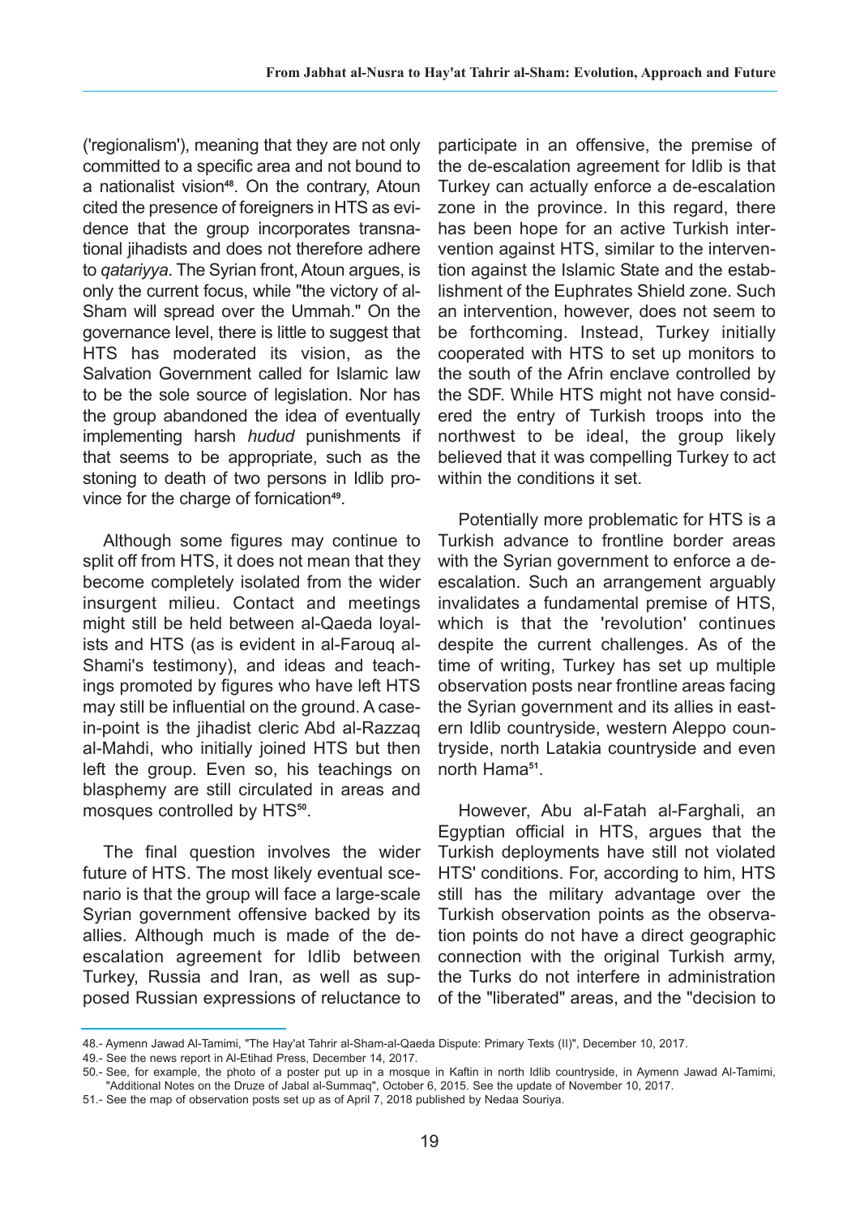('regionalism'), meaning that they are not only committed to a specific area and not bound to a nationalist vision[48]. On the contrary, Atoun cited the presence of foreigners in HTS as evidence that the group incorporates transnational jihadists and does not therefore adhere to *qatariyya*. The Syrian front, Atoun argues, is only the current focus, while "the victory of al-Sham will spread over the Ummah." On the governance level, there is little to suggest that HTS has moderated its vision, as the Salvation Government called for Islamic law to be the sole source of legislation. Nor has the group abandoned the idea of eventually implementing harsh *hudud* punishments if that seems to be appropriate, such as the stoning to death of two persons in Idlib province for the charge of fornication[49].

Although some figures may continue to split off from HTS, it does not mean that they become completely isolated from the wider insurgent milieu. Contact and meetings might still be held between al-Qaeda loyalists and HTS (as is evident in al-Farouq al-Shami's testimony), and ideas and teachings promoted by figures who have left HTS may still be influential on the ground. A case-in-point is the jihadist cleric Abd al-Razzaq al-Mahdi, who initially joined HTS but then left the group. Even so, his teachings on blasphemy are still circulated in areas and mosques controlled by HTS[50].

The final question involves the wider future of HTS. The most likely eventual scenario is that the group will face a large-scale Syrian government offensive backed by its allies. Although much is made of the de-escalation agreement for Idlib between Turkey, Russia and Iran, as well as supposed Russian expressions of reluctance to participate in an offensive, the premise of the de-escalation agreement for Idlib is that Turkey can actually enforce a de-escalation zone in the province. In this regard, there has been hope for an active Turkish intervention against HTS, similar to the intervention against the Islamic State and the establishment of the Euphrates Shield zone. Such an intervention, however, does not seem to be forthcoming. Instead, Turkey initially cooperated with HTS to set up monitors to the south of the Afrin enclave controlled by the SDF. While HTS might not have considered the entry of Turkish troops into the northwest to be ideal, the group likely believed that it was compelling Turkey to act within the conditions it set.

Potentially more problematic for HTS is a Turkish advance to frontline border areas with the Syrian government to enforce a de-escalation. Such an arrangement arguably invalidates a fundamental premise of HTS, which is that the 'revolution' continues despite the current challenges. As of the time of writing, Turkey has set up multiple observation posts near frontline areas facing the Syrian government and its allies in eastern Idlib countryside, western Aleppo countryside, north Latakia countryside and even north Hama[51].

However, Abu al-Fatah al-Farghali, an Egyptian official in HTS, argues that the Turkish deployments have still not violated HTS' conditions. For, according to him, HTS still has the military advantage over the Turkish observation points as the observation points do not have a direct geographic connection with the original Turkish army, the Turks do not interfere in administration of the "liberated" areas, and the "decision to

---

48.- Aymenn Jawad Al-Tamimi, "The Hay'at Tahrir al-Sham-al-Qaeda Dispute: Primary Texts (II)", December 10, 2017.

49.- See the news report in Al-Etihad Press, December 14, 2017.

50.- See, for example, the photo of a poster put up in a mosque in Kaftin in north Idlib countryside, in Aymenn Jawad Al-Tamimi, "Additional Notes on the Druze of Jabal al-Summaq", October 6, 2015. See the update of November 10, 2017.

51.- See the map of observation posts set up as of April 7, 2018 published by Nedaa Souriya.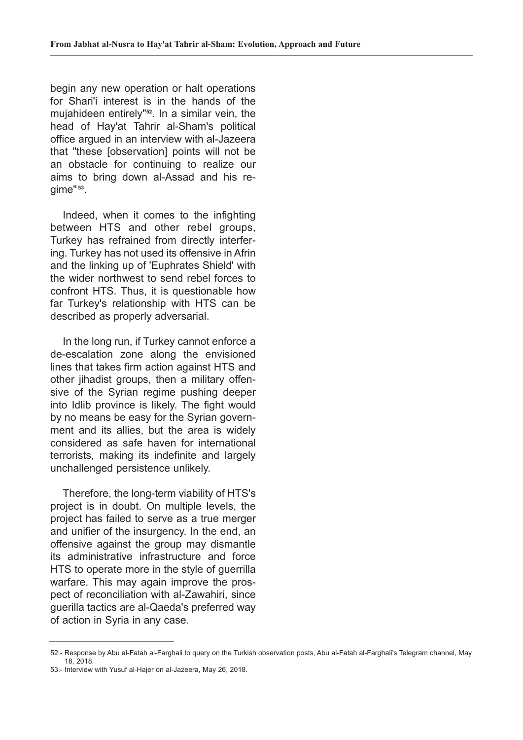begin any new operation or halt operations for Shari'i interest is in the hands of the mujahideen entirely"[52]. In a similar vein, the head of Hay'at Tahrir al-Sham's political office argued in an interview with al-Jazeera that "these [observation] points will not be an obstacle for continuing to realize our aims to bring down al-Assad and his regime"[53].

Indeed, when it comes to the infighting between HTS and other rebel groups, Turkey has refrained from directly interfering. Turkey has not used its offensive in Afrin and the linking up of 'Euphrates Shield' with the wider northwest to send rebel forces to confront HTS. Thus, it is questionable how far Turkey's relationship with HTS can be described as properly adversarial.

In the long run, if Turkey cannot enforce a de-escalation zone along the envisioned lines that takes firm action against HTS and other jihadist groups, then a military offensive of the Syrian regime pushing deeper into Idlib province is likely. The fight would by no means be easy for the Syrian government and its allies, but the area is widely considered as safe haven for international terrorists, making its indefinite and largely unchallenged persistence unlikely.

Therefore, the long-term viability of HTS's project is in doubt. On multiple levels, the project has failed to serve as a true merger and unifier of the insurgency. In the end, an offensive against the group may dismantle its administrative infrastructure and force HTS to operate more in the style of guerrilla warfare. This may again improve the prospect of reconciliation with al-Zawahiri, since guerilla tactics are al-Qaeda's preferred way of action in Syria in any case.

---

52.- Response by Abu al-Fatah al-Farghali to query on the Turkish observation posts, Abu al-Fatah al-Farghali's Telegram channel, May 18, 2018.

53.- Interview with Yusuf al-Hajer on al-Jazeera, May 26, 2018.